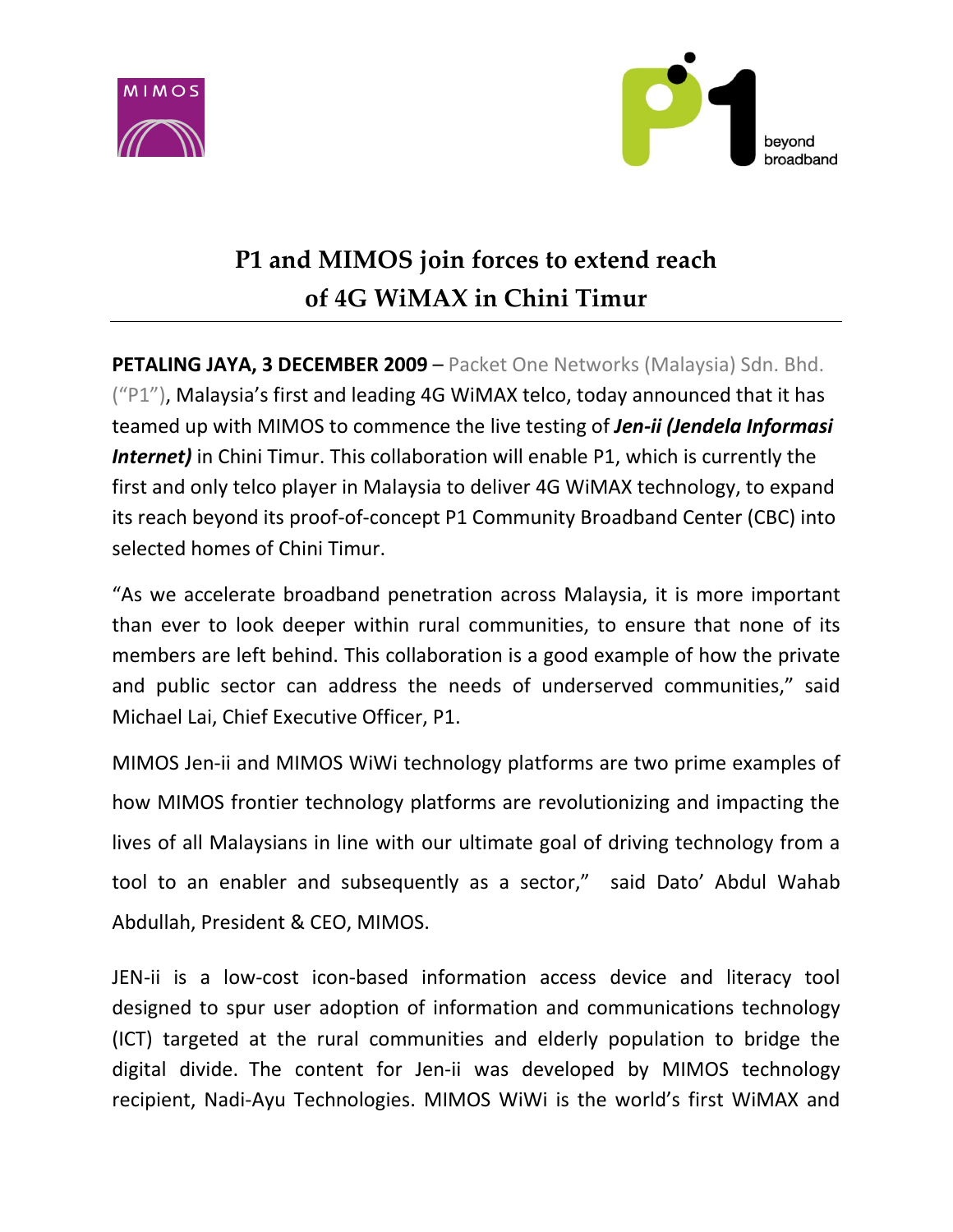# P1 and MIMOS join forces to extend reach of 4G WiMAX in Chini Timur

**PETALING JAYA, 3 DECEMBER 2009** – Packet One Networks (Malaysia) Sdn. Bhd. ("P1"), Malaysia's first and leading 4G WiMAX telco, today announced that it has teamed up with MIMOS to commence the live testing of ***Jen-ii (Jendela Informasi Internet)*** in Chini Timur. This collaboration will enable P1, which is currently the first and only telco player in Malaysia to deliver 4G WiMAX technology, to expand its reach beyond its proof-of-concept P1 Community Broadband Center (CBC) into selected homes of Chini Timur.

"As we accelerate broadband penetration across Malaysia, it is more important than ever to look deeper within rural communities, to ensure that none of its members are left behind. This collaboration is a good example of how the private and public sector can address the needs of underserved communities," said Michael Lai, Chief Executive Officer, P1.

MIMOS Jen-ii and MIMOS WiWi technology platforms are two prime examples of how MIMOS frontier technology platforms are revolutionizing and impacting the lives of all Malaysians in line with our ultimate goal of driving technology from a tool to an enabler and subsequently as a sector," said Dato' Abdul Wahab Abdullah, President & CEO, MIMOS.

JEN-ii is a low-cost icon-based information access device and literacy tool designed to spur user adoption of information and communications technology (ICT) targeted at the rural communities and elderly population to bridge the digital divide. The content for Jen-ii was developed by MIMOS technology recipient, Nadi-Ayu Technologies. MIMOS WiWi is the world's first WiMAX and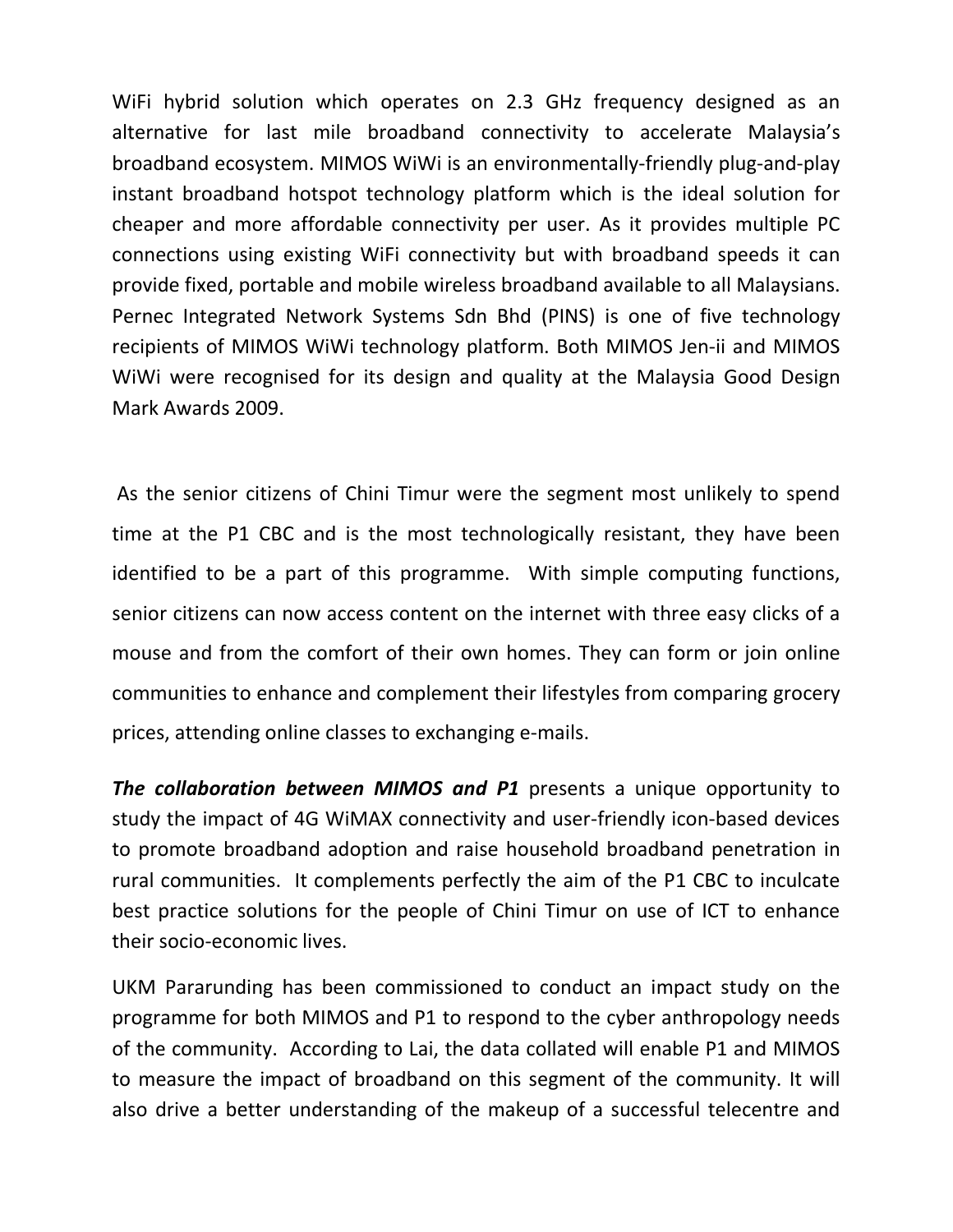WiFi hybrid solution which operates on 2.3 GHz frequency designed as an alternative for last mile broadband connectivity to accelerate Malaysia's broadband ecosystem. MIMOS WiWi is an environmentally-friendly plug-and-play instant broadband hotspot technology platform which is the ideal solution for cheaper and more affordable connectivity per user. As it provides multiple PC connections using existing WiFi connectivity but with broadband speeds it can provide fixed, portable and mobile wireless broadband available to all Malaysians. Pernec Integrated Network Systems Sdn Bhd (PINS) is one of five technology recipients of MIMOS WiWi technology platform. Both MIMOS Jen-ii and MIMOS WiWi were recognised for its design and quality at the Malaysia Good Design Mark Awards 2009.

As the senior citizens of Chini Timur were the segment most unlikely to spend time at the P1 CBC and is the most technologically resistant, they have been identified to be a part of this programme. With simple computing functions, senior citizens can now access content on the internet with three easy clicks of a mouse and from the comfort of their own homes. They can form or join online communities to enhance and complement their lifestyles from comparing grocery prices, attending online classes to exchanging e-mails.

***The collaboration between MIMOS and P1*** presents a unique opportunity to study the impact of 4G WiMAX connectivity and user-friendly icon-based devices to promote broadband adoption and raise household broadband penetration in rural communities. It complements perfectly the aim of the P1 CBC to inculcate best practice solutions for the people of Chini Timur on use of ICT to enhance their socio-economic lives.

UKM Pararunding has been commissioned to conduct an impact study on the programme for both MIMOS and P1 to respond to the cyber anthropology needs of the community. According to Lai, the data collated will enable P1 and MIMOS to measure the impact of broadband on this segment of the community. It will also drive a better understanding of the makeup of a successful telecentre and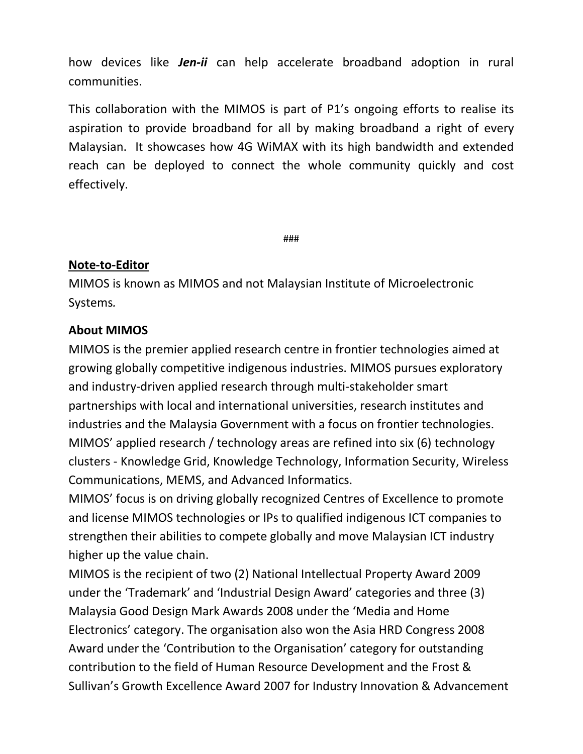how devices like ***Jen-ii*** can help accelerate broadband adoption in rural communities.

This collaboration with the MIMOS is part of P1's ongoing efforts to realise its aspiration to provide broadband for all by making broadband a right of every Malaysian. It showcases how 4G WiMAX with its high bandwidth and extended reach can be deployed to connect the whole community quickly and cost effectively.

###

**<u>Note-to-Editor</u>**

MIMOS is known as MIMOS and not Malaysian Institute of Microelectronic Systems.

**About MIMOS**

MIMOS is the premier applied research centre in frontier technologies aimed at growing globally competitive indigenous industries. MIMOS pursues exploratory and industry-driven applied research through multi-stakeholder smart partnerships with local and international universities, research institutes and industries and the Malaysia Government with a focus on frontier technologies. MIMOS' applied research / technology areas are refined into six (6) technology clusters - Knowledge Grid, Knowledge Technology, Information Security, Wireless Communications, MEMS, and Advanced Informatics.

MIMOS' focus is on driving globally recognized Centres of Excellence to promote and license MIMOS technologies or IPs to qualified indigenous ICT companies to strengthen their abilities to compete globally and move Malaysian ICT industry higher up the value chain.

MIMOS is the recipient of two (2) National Intellectual Property Award 2009 under the 'Trademark' and 'Industrial Design Award' categories and three (3) Malaysia Good Design Mark Awards 2008 under the 'Media and Home Electronics' category. The organisation also won the Asia HRD Congress 2008 Award under the 'Contribution to the Organisation' category for outstanding contribution to the field of Human Resource Development and the Frost & Sullivan's Growth Excellence Award 2007 for Industry Innovation & Advancement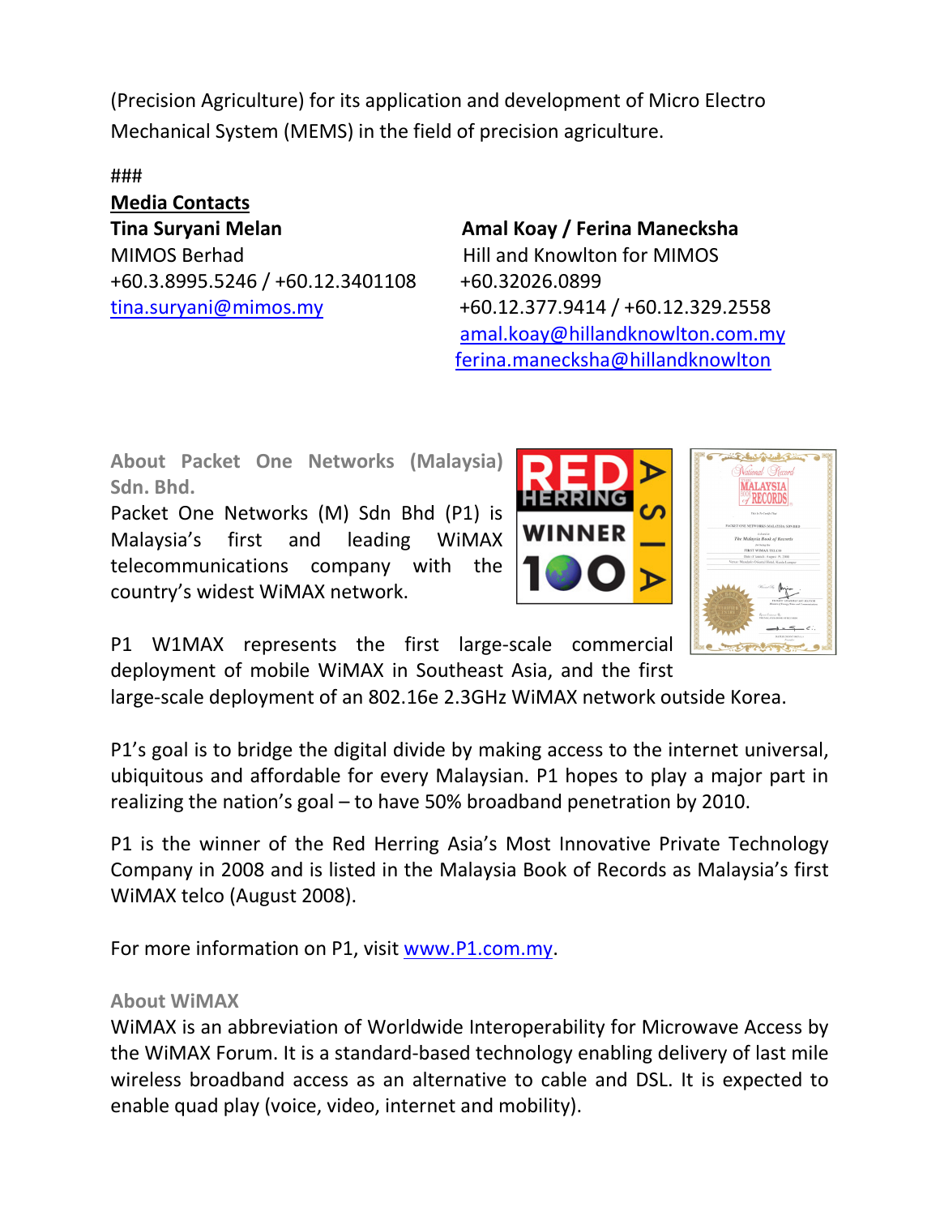(Precision Agriculture) for its application and development of Micro Electro Mechanical System (MEMS) in the field of precision agriculture.

###

**Media Contacts**

**Tina Suryani Melan**
MIMOS Berhad
+60.3.8995.5246 / +60.12.3401108
tina.suryani@mimos.my

**Amal Koay / Ferina Manecksha**
Hill and Knowlton for MIMOS
+60.32026.0899
+60.12.377.9414 / +60.12.329.2558
amal.koay@hillandknowlton.com.my
ferina.manecksha@hillandknowlton

## About Packet One Networks (Malaysia) Sdn. Bhd.

Packet One Networks (M) Sdn Bhd (P1) is Malaysia's first and leading WiMAX telecommunications company with the country's widest WiMAX network.

P1 W1MAX represents the first large-scale commercial deployment of mobile WiMAX in Southeast Asia, and the first large-scale deployment of an 802.16e 2.3GHz WiMAX network outside Korea.

P1's goal is to bridge the digital divide by making access to the internet universal, ubiquitous and affordable for every Malaysian. P1 hopes to play a major part in realizing the nation's goal – to have 50% broadband penetration by 2010.

P1 is the winner of the Red Herring Asia's Most Innovative Private Technology Company in 2008 and is listed in the Malaysia Book of Records as Malaysia's first WiMAX telco (August 2008).

For more information on P1, visit www.P1.com.my.

## About WiMAX

WiMAX is an abbreviation of Worldwide Interoperability for Microwave Access by the WiMAX Forum. It is a standard-based technology enabling delivery of last mile wireless broadband access as an alternative to cable and DSL. It is expected to enable quad play (voice, video, internet and mobility).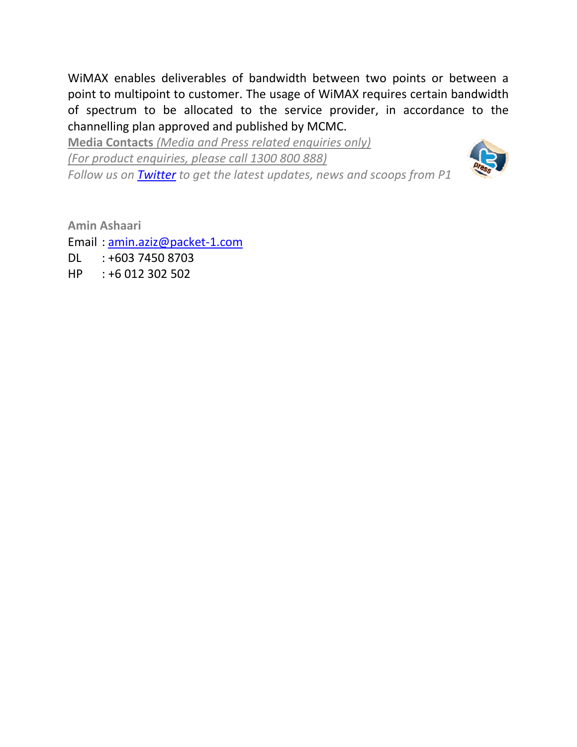WiMAX enables deliverables of bandwidth between two points or between a point to multipoint to customer. The usage of WiMAX requires certain bandwidth of spectrum to be allocated to the service provider, in accordance to the channelling plan approved and published by MCMC.

**Media Contacts** *(Media and Press related enquiries only)*

*(For product enquiries, please call 1300 800 888)*

*Follow us on [Twitter](#) to get the latest updates, news and scoops from P1*

**Amin Ashaari**

Email : amin.aziz@packet-1.com

DL : +603 7450 8703

HP : +6 012 302 502